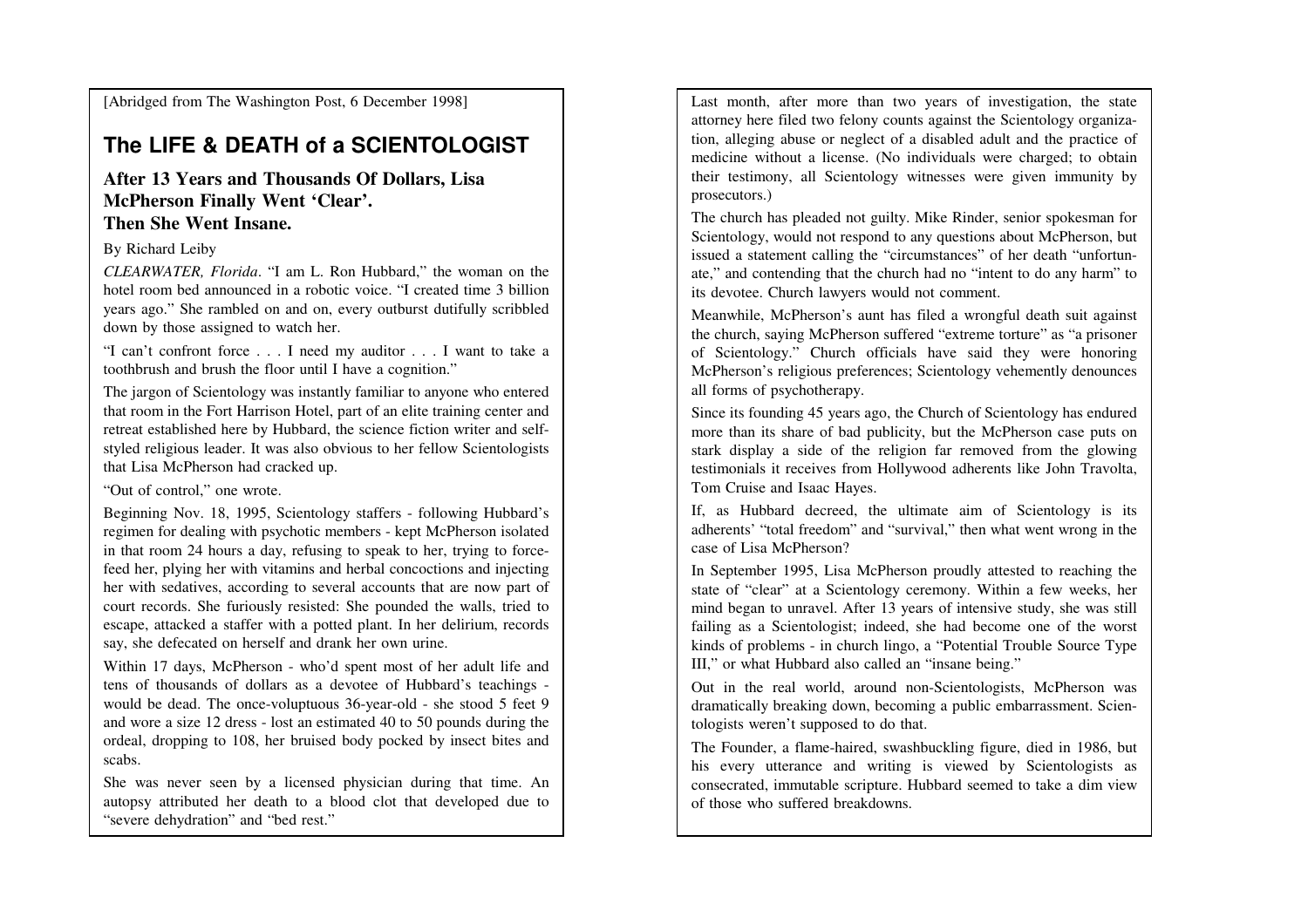[Abridged from The Washington Post, 6 December 1998]

# The LIFE & DEATH of a SCIENTOLOGIST

## After 13 Years and Thousands Of Dollars, Lisa McPherson Finally Went 'Clear'. Then She Went Insane.

By Richard Leiby

*CLEARWATER, Florida*. "I am L. Ron Hubbard," the woman on the hotel room bed announced in a robotic voice. "I created time 3 billion years ago." She rambled on and on, every outburst dutifully scribbled down by those assigned to watch her.

"I can't confront force . . . I need my auditor . . . I want to take a toothbrush and brush the floor until I have a cognition."

The jargon of Scientology was instantly familiar to anyone who entered that room in the Fort Harrison Hotel, part of an elite training center and retreat established here by Hubbard, the science fiction writer and self-styled religious leader. It was also obvious to her fellow Scientologists that Lisa McPherson had cracked up.

"Out of control," one wrote.

Beginning Nov. 18, 1995, Scientology staffers - following Hubbard's regimen for dealing with psychotic members - kept McPherson isolated in that room 24 hours a day, refusing to speak to her, trying to force-feed her, plying her with vitamins and herbal concoctions and injecting her with sedatives, according to several accounts that are now part of court records. She furiously resisted: She pounded the walls, tried to escape, attacked a staffer with a potted plant. In her delirium, records say, she defecated on herself and drank her own urine.

Within 17 days, McPherson - who'd spent most of her adult life and tens of thousands of dollars as a devotee of Hubbard's teachings - would be dead. The once-voluptuous 36-year-old - she stood 5 feet 9 and wore a size 12 dress - lost an estimated 40 to 50 pounds during the ordeal, dropping to 108, her bruised body pocked by insect bites and scabs.

She was never seen by a licensed physician during that time. An autopsy attributed her death to a blood clot that developed due to "severe dehydration" and "bed rest."

Last month, after more than two years of investigation, the state attorney here filed two felony counts against the Scientology organization, alleging abuse or neglect of a disabled adult and the practice of medicine without a license. (No individuals were charged; to obtain their testimony, all Scientology witnesses were given immunity by prosecutors.)

The church has pleaded not guilty. Mike Rinder, senior spokesman for Scientology, would not respond to any questions about McPherson, but issued a statement calling the "circumstances" of her death "unfortunate," and contending that the church had no "intent to do any harm" to its devotee. Church lawyers would not comment.

Meanwhile, McPherson's aunt has filed a wrongful death suit against the church, saying McPherson suffered "extreme torture" as "a prisoner of Scientology." Church officials have said they were honoring McPherson's religious preferences; Scientology vehemently denounces all forms of psychotherapy.

Since its founding 45 years ago, the Church of Scientology has endured more than its share of bad publicity, but the McPherson case puts on stark display a side of the religion far removed from the glowing testimonials it receives from Hollywood adherents like John Travolta, Tom Cruise and Isaac Hayes.

If, as Hubbard decreed, the ultimate aim of Scientology is its adherents' "total freedom" and "survival," then what went wrong in the case of Lisa McPherson?

In September 1995, Lisa McPherson proudly attested to reaching the state of "clear" at a Scientology ceremony. Within a few weeks, her mind began to unravel. After 13 years of intensive study, she was still failing as a Scientologist; indeed, she had become one of the worst kinds of problems - in church lingo, a "Potential Trouble Source Type III," or what Hubbard also called an "insane being."

Out in the real world, around non-Scientologists, McPherson was dramatically breaking down, becoming a public embarrassment. Scientologists weren't supposed to do that.

The Founder, a flame-haired, swashbuckling figure, died in 1986, but his every utterance and writing is viewed by Scientologists as consecrated, immutable scripture. Hubbard seemed to take a dim view of those who suffered breakdowns.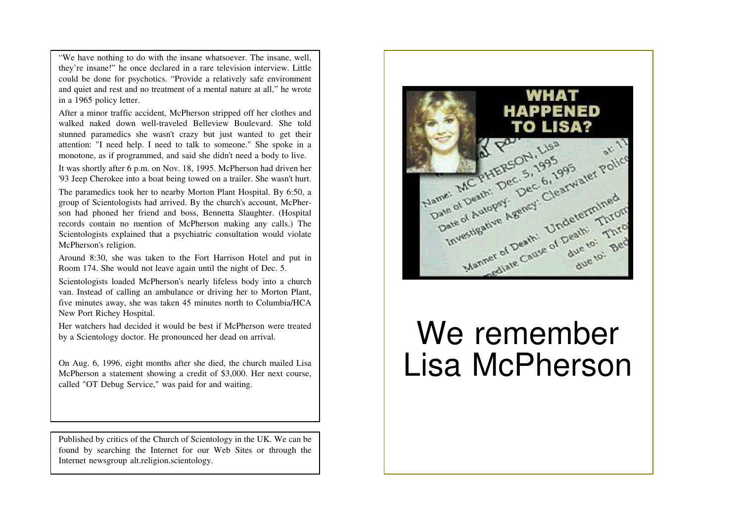“We have nothing to do with the insane whatsoever. The insane, well, they’re insane!” he once declared in a rare television interview. Little could be done for psychotics. “Provide a relatively safe environment and quiet and rest and no treatment of a mental nature at all,” he wrote in a 1965 policy letter.

After a minor traffic accident, McPherson stripped off her clothes and walked naked down well-traveled Belleview Boulevard. She told stunned paramedics she wasn't crazy but just wanted to get their attention: "I need help. I need to talk to someone." She spoke in a monotone, as if programmed, and said she didn't need a body to live.

It was shortly after 6 p.m. on Nov. 18, 1995. McPherson had driven her '93 Jeep Cherokee into a boat being towed on a trailer. She wasn't hurt.

The paramedics took her to nearby Morton Plant Hospital. By 6:50, a group of Scientologists had arrived. By the church's account, McPherson had phoned her friend and boss, Bennetta Slaughter. (Hospital records contain no mention of McPherson making any calls.) The Scientologists explained that a psychiatric consultation would violate McPherson's religion.

Around 8:30, she was taken to the Fort Harrison Hotel and put in Room 174. She would not leave again until the night of Dec. 5.

Scientologists loaded McPherson's nearly lifeless body into a church van. Instead of calling an ambulance or driving her to Morton Plant, five minutes away, she was taken 45 minutes north to Columbia/HCA New Port Richey Hospital.

Her watchers had decided it would be best if McPherson were treated by a Scientology doctor. He pronounced her dead on arrival.

On Aug. 6, 1996, eight months after she died, the church mailed Lisa McPherson a statement showing a credit of $3,000. Her next course, called "OT Debug Service," was paid for and waiting.

Published by critics of the Church of Scientology in the UK. We can be found by searching the Internet for our Web Sites or through the Internet newsgroup alt.religion.scientology.

WHAT HAPPENED TO LISA?

Name: MC PHERSON, Lisa
Date of Death: Dec. 5, 1995
Date of Autopsy: Dec. 6, 1995
Investigative Agency: Clearwater Police
Manner of Death: Undetermined

# We remember Lisa McPherson